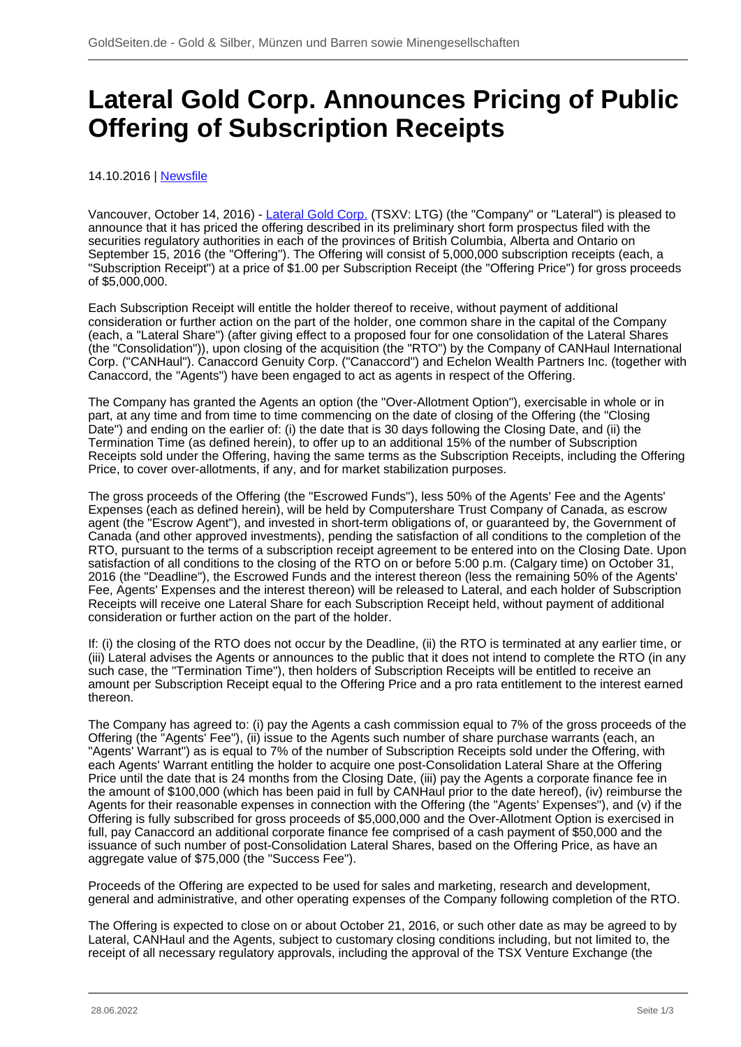# Lateral Gold Corp. Announces Pricing of Public Offering of Subscription Receipts

14.10.2016 | Newsfile

Vancouver, October 14, 2016) - Lateral Gold Corp. (TSXV: LTG) (the "Company" or "Lateral") is pleased to announce that it has priced the offering described in its preliminary short form prospectus filed with the securities regulatory authorities in each of the provinces of British Columbia, Alberta and Ontario on September 15, 2016 (the "Offering"). The Offering will consist of 5,000,000 subscription receipts (each, a "Subscription Receipt") at a price of $1.00 per Subscription Receipt (the "Offering Price") for gross proceeds of $5,000,000.

Each Subscription Receipt will entitle the holder thereof to receive, without payment of additional consideration or further action on the part of the holder, one common share in the capital of the Company (each, a "Lateral Share") (after giving effect to a proposed four for one consolidation of the Lateral Shares (the "Consolidation")), upon closing of the acquisition (the "RTO") by the Company of CANHaul International Corp. ("CANHaul"). Canaccord Genuity Corp. ("Canaccord") and Echelon Wealth Partners Inc. (together with Canaccord, the "Agents") have been engaged to act as agents in respect of the Offering.

The Company has granted the Agents an option (the "Over-Allotment Option"), exercisable in whole or in part, at any time and from time to time commencing on the date of closing of the Offering (the "Closing Date") and ending on the earlier of: (i) the date that is 30 days following the Closing Date, and (ii) the Termination Time (as defined herein), to offer up to an additional 15% of the number of Subscription Receipts sold under the Offering, having the same terms as the Subscription Receipts, including the Offering Price, to cover over-allotments, if any, and for market stabilization purposes.

The gross proceeds of the Offering (the "Escrowed Funds"), less 50% of the Agents' Fee and the Agents' Expenses (each as defined herein), will be held by Computershare Trust Company of Canada, as escrow agent (the "Escrow Agent"), and invested in short-term obligations of, or guaranteed by, the Government of Canada (and other approved investments), pending the satisfaction of all conditions to the completion of the RTO, pursuant to the terms of a subscription receipt agreement to be entered into on the Closing Date. Upon satisfaction of all conditions to the closing of the RTO on or before 5:00 p.m. (Calgary time) on October 31, 2016 (the "Deadline"), the Escrowed Funds and the interest thereon (less the remaining 50% of the Agents' Fee, Agents' Expenses and the interest thereon) will be released to Lateral, and each holder of Subscription Receipts will receive one Lateral Share for each Subscription Receipt held, without payment of additional consideration or further action on the part of the holder.

If: (i) the closing of the RTO does not occur by the Deadline, (ii) the RTO is terminated at any earlier time, or (iii) Lateral advises the Agents or announces to the public that it does not intend to complete the RTO (in any such case, the "Termination Time"), then holders of Subscription Receipts will be entitled to receive an amount per Subscription Receipt equal to the Offering Price and a pro rata entitlement to the interest earned thereon.

The Company has agreed to: (i) pay the Agents a cash commission equal to 7% of the gross proceeds of the Offering (the "Agents' Fee"), (ii) issue to the Agents such number of share purchase warrants (each, an "Agents' Warrant") as is equal to 7% of the number of Subscription Receipts sold under the Offering, with each Agents' Warrant entitling the holder to acquire one post-Consolidation Lateral Share at the Offering Price until the date that is 24 months from the Closing Date, (iii) pay the Agents a corporate finance fee in the amount of $100,000 (which has been paid in full by CANHaul prior to the date hereof), (iv) reimburse the Agents for their reasonable expenses in connection with the Offering (the "Agents' Expenses"), and (v) if the Offering is fully subscribed for gross proceeds of $5,000,000 and the Over-Allotment Option is exercised in full, pay Canaccord an additional corporate finance fee comprised of a cash payment of $50,000 and the issuance of such number of post-Consolidation Lateral Shares, based on the Offering Price, as have an aggregate value of $75,000 (the "Success Fee").

Proceeds of the Offering are expected to be used for sales and marketing, research and development, general and administrative, and other operating expenses of the Company following completion of the RTO.

The Offering is expected to close on or about October 21, 2016, or such other date as may be agreed to by Lateral, CANHaul and the Agents, subject to customary closing conditions including, but not limited to, the receipt of all necessary regulatory approvals, including the approval of the TSX Venture Exchange (the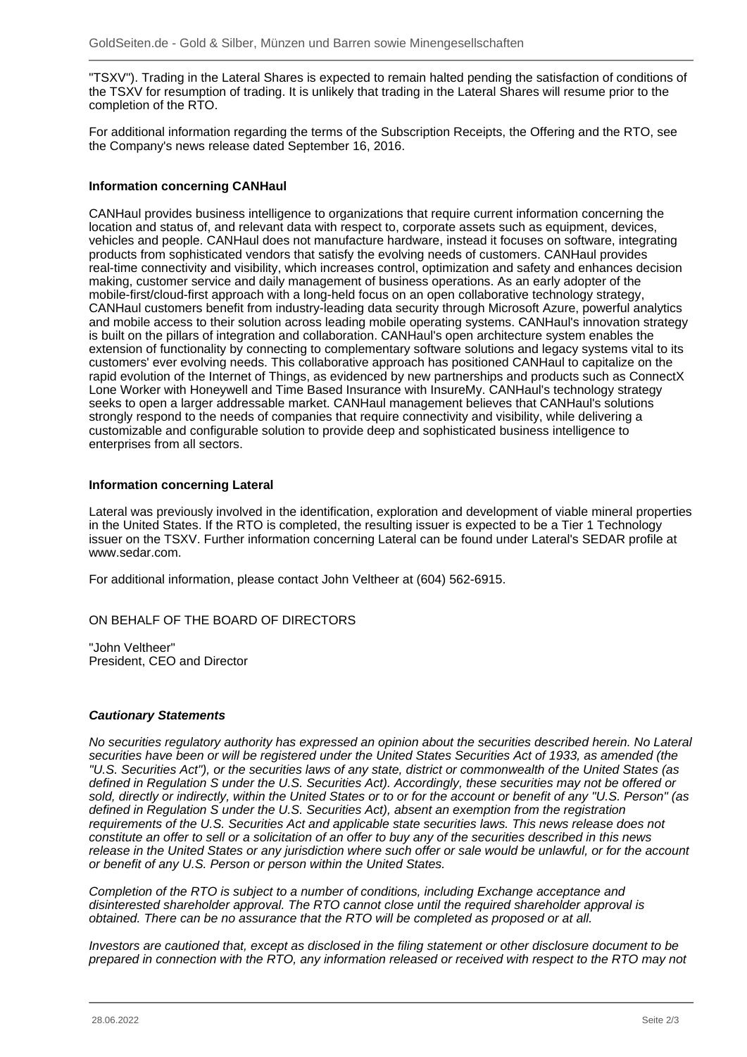"TSXV"). Trading in the Lateral Shares is expected to remain halted pending the satisfaction of conditions of the TSXV for resumption of trading. It is unlikely that trading in the Lateral Shares will resume prior to the completion of the RTO.

For additional information regarding the terms of the Subscription Receipts, the Offering and the RTO, see the Company's news release dated September 16, 2016.

**Information concerning CANHaul**

CANHaul provides business intelligence to organizations that require current information concerning the location and status of, and relevant data with respect to, corporate assets such as equipment, devices, vehicles and people. CANHaul does not manufacture hardware, instead it focuses on software, integrating products from sophisticated vendors that satisfy the evolving needs of customers. CANHaul provides real-time connectivity and visibility, which increases control, optimization and safety and enhances decision making, customer service and daily management of business operations. As an early adopter of the mobile-first/cloud-first approach with a long-held focus on an open collaborative technology strategy, CANHaul customers benefit from industry-leading data security through Microsoft Azure, powerful analytics and mobile access to their solution across leading mobile operating systems. CANHaul's innovation strategy is built on the pillars of integration and collaboration. CANHaul's open architecture system enables the extension of functionality by connecting to complementary software solutions and legacy systems vital to its customers' ever evolving needs. This collaborative approach has positioned CANHaul to capitalize on the rapid evolution of the Internet of Things, as evidenced by new partnerships and products such as ConnectX Lone Worker with Honeywell and Time Based Insurance with InsureMy. CANHaul's technology strategy seeks to open a larger addressable market. CANHaul management believes that CANHaul's solutions strongly respond to the needs of companies that require connectivity and visibility, while delivering a customizable and configurable solution to provide deep and sophisticated business intelligence to enterprises from all sectors.

**Information concerning Lateral**

Lateral was previously involved in the identification, exploration and development of viable mineral properties in the United States. If the RTO is completed, the resulting issuer is expected to be a Tier 1 Technology issuer on the TSXV. Further information concerning Lateral can be found under Lateral's SEDAR profile at www.sedar.com.

For additional information, please contact John Veltheer at (604) 562-6915.

ON BEHALF OF THE BOARD OF DIRECTORS

"John Veltheer"
President, CEO and Director

***Cautionary Statements***

*No securities regulatory authority has expressed an opinion about the securities described herein. No Lateral securities have been or will be registered under the United States Securities Act of 1933, as amended (the "U.S. Securities Act"), or the securities laws of any state, district or commonwealth of the United States (as defined in Regulation S under the U.S. Securities Act). Accordingly, these securities may not be offered or sold, directly or indirectly, within the United States or to or for the account or benefit of any "U.S. Person" (as defined in Regulation S under the U.S. Securities Act), absent an exemption from the registration requirements of the U.S. Securities Act and applicable state securities laws. This news release does not constitute an offer to sell or a solicitation of an offer to buy any of the securities described in this news release in the United States or any jurisdiction where such offer or sale would be unlawful, or for the account or benefit of any U.S. Person or person within the United States.*

*Completion of the RTO is subject to a number of conditions, including Exchange acceptance and disinterested shareholder approval. The RTO cannot close until the required shareholder approval is obtained. There can be no assurance that the RTO will be completed as proposed or at all.*

*Investors are cautioned that, except as disclosed in the filing statement or other disclosure document to be prepared in connection with the RTO, any information released or received with respect to the RTO may not*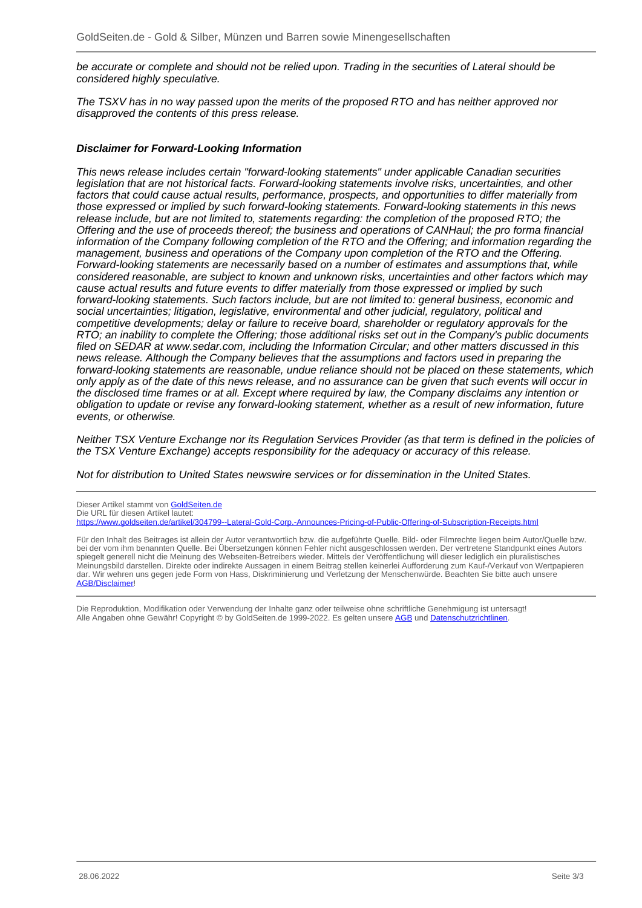*be accurate or complete and should not be relied upon. Trading in the securities of Lateral should be considered highly speculative.*

*The TSXV has in no way passed upon the merits of the proposed RTO and has neither approved nor disapproved the contents of this press release.*

***Disclaimer for Forward-Looking Information***

*This news release includes certain "forward-looking statements" under applicable Canadian securities legislation that are not historical facts. Forward-looking statements involve risks, uncertainties, and other factors that could cause actual results, performance, prospects, and opportunities to differ materially from those expressed or implied by such forward-looking statements. Forward-looking statements in this news release include, but are not limited to, statements regarding: the completion of the proposed RTO; the Offering and the use of proceeds thereof; the business and operations of CANHaul; the pro forma financial information of the Company following completion of the RTO and the Offering; and information regarding the management, business and operations of the Company upon completion of the RTO and the Offering. Forward-looking statements are necessarily based on a number of estimates and assumptions that, while considered reasonable, are subject to known and unknown risks, uncertainties and other factors which may cause actual results and future events to differ materially from those expressed or implied by such forward-looking statements. Such factors include, but are not limited to: general business, economic and social uncertainties; litigation, legislative, environmental and other judicial, regulatory, political and competitive developments; delay or failure to receive board, shareholder or regulatory approvals for the RTO; an inability to complete the Offering; those additional risks set out in the Company's public documents filed on SEDAR at www.sedar.com, including the Information Circular; and other matters discussed in this news release. Although the Company believes that the assumptions and factors used in preparing the forward-looking statements are reasonable, undue reliance should not be placed on these statements, which only apply as of the date of this news release, and no assurance can be given that such events will occur in the disclosed time frames or at all. Except where required by law, the Company disclaims any intention or obligation to update or revise any forward-looking statement, whether as a result of new information, future events, or otherwise.*

*Neither TSX Venture Exchange nor its Regulation Services Provider (as that term is defined in the policies of the TSX Venture Exchange) accepts responsibility for the adequacy or accuracy of this release.*

*Not for distribution to United States newswire services or for dissemination in the United States.*

---

Dieser Artikel stammt von [GoldSeiten.de](https://www.goldseiten.de)
Die URL für diesen Artikel lautet:
[https://www.goldseiten.de/artikel/304799--Lateral-Gold-Corp.-Announces-Pricing-of-Public-Offering-of-Subscription-Receipts.html](https://www.goldseiten.de/artikel/304799--Lateral-Gold-Corp.-Announces-Pricing-of-Public-Offering-of-Subscription-Receipts.html)

Für den Inhalt des Beitrages ist allein der Autor verantwortlich bzw. die aufgeführte Quelle. Bild- oder Filmrechte liegen beim Autor/Quelle bzw. bei der vom ihm benannten Quelle. Bei Übersetzungen können Fehler nicht ausgeschlossen werden. Der vertretene Standpunkt eines Autors spiegelt generell nicht die Meinung des Webseiten-Betreibers wieder. Mittels der Veröffentlichung will dieser lediglich ein pluralistisches Meinungsbild darstellen. Direkte oder indirekte Aussagen in einem Beitrag stellen keinerlei Aufforderung zum Kauf-/Verkauf von Wertpapieren dar. Wir wehren uns gegen jede Form von Hass, Diskriminierung und Verletzung der Menschenwürde. Beachten Sie bitte auch unsere AGB/Disclaimer!

---

Die Reproduktion, Modifikation oder Verwendung der Inhalte ganz oder teilweise ohne schriftliche Genehmigung ist untersagt!
Alle Angaben ohne Gewähr! Copyright © by GoldSeiten.de 1999-2022. Es gelten unsere AGB und Datenschutzrichtlinen.